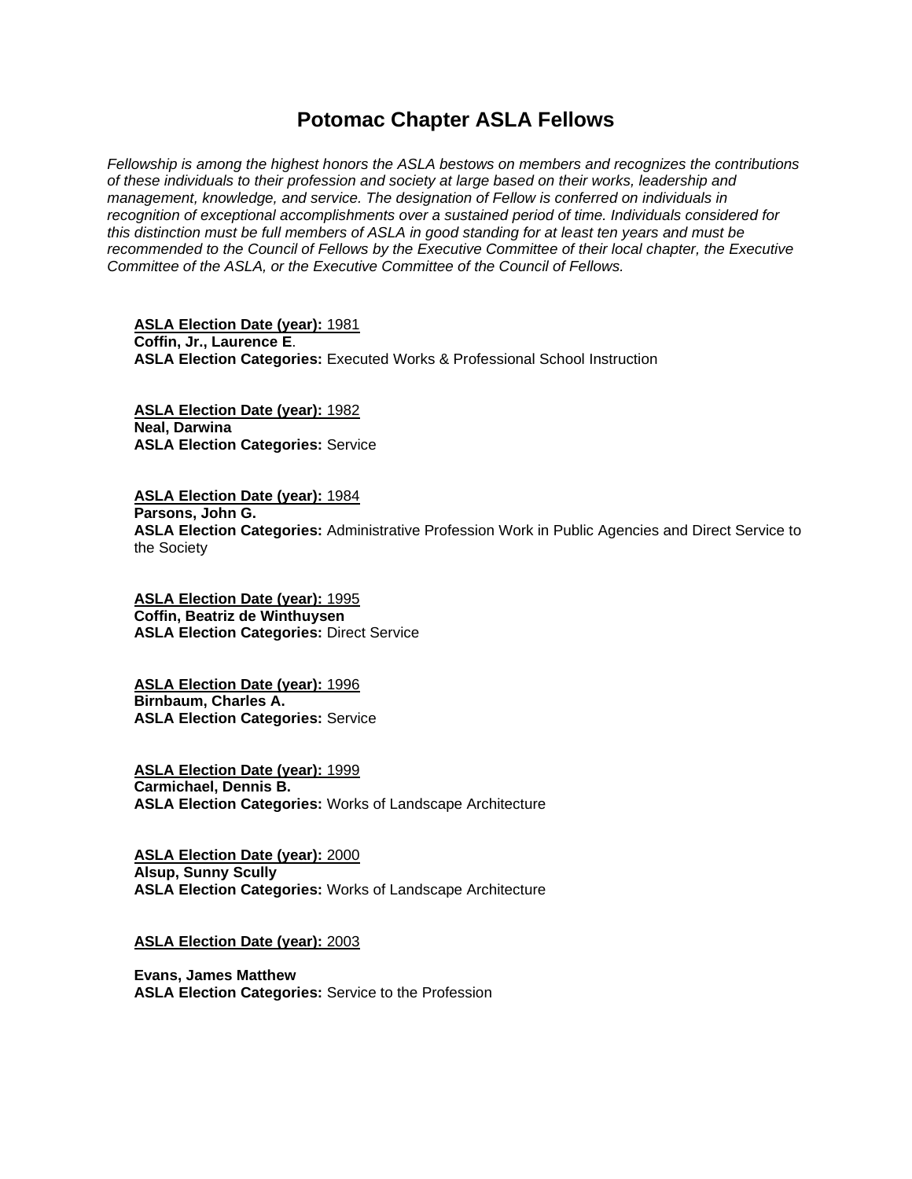# Potomac Chapter ASLA Fellows

*Fellowship is among the highest honors the ASLA bestows on members and recognizes the contributions of these individuals to their profession and society at large based on their works, leadership and management, knowledge, and service. The designation of Fellow is conferred on individuals in recognition of exceptional accomplishments over a sustained period of time. Individuals considered for this distinction must be full members of ASLA in good standing for at least ten years and must be recommended to the Council of Fellows by the Executive Committee of their local chapter, the Executive Committee of the ASLA, or the Executive Committee of the Council of Fellows.*

**ASLA Election Date (year):** 1981
**Coffin, Jr., Laurence E**.
**ASLA Election Categories:** Executed Works & Professional School Instruction

**ASLA Election Date (year):** 1982
**Neal, Darwina**
**ASLA Election Categories:** Service

**ASLA Election Date (year):** 1984
**Parsons, John G.**
**ASLA Election Categories:** Administrative Profession Work in Public Agencies and Direct Service to the Society

**ASLA Election Date (year):** 1995
**Coffin, Beatriz de Winthuysen**
**ASLA Election Categories:** Direct Service

**ASLA Election Date (year):** 1996
**Birnbaum, Charles A.**
**ASLA Election Categories:** Service

**ASLA Election Date (year):** 1999
**Carmichael, Dennis B.**
**ASLA Election Categories:** Works of Landscape Architecture

**ASLA Election Date (year):** 2000
**Alsup, Sunny Scully**
**ASLA Election Categories:** Works of Landscape Architecture

**ASLA Election Date (year):** 2003

**Evans, James Matthew**
**ASLA Election Categories:** Service to the Profession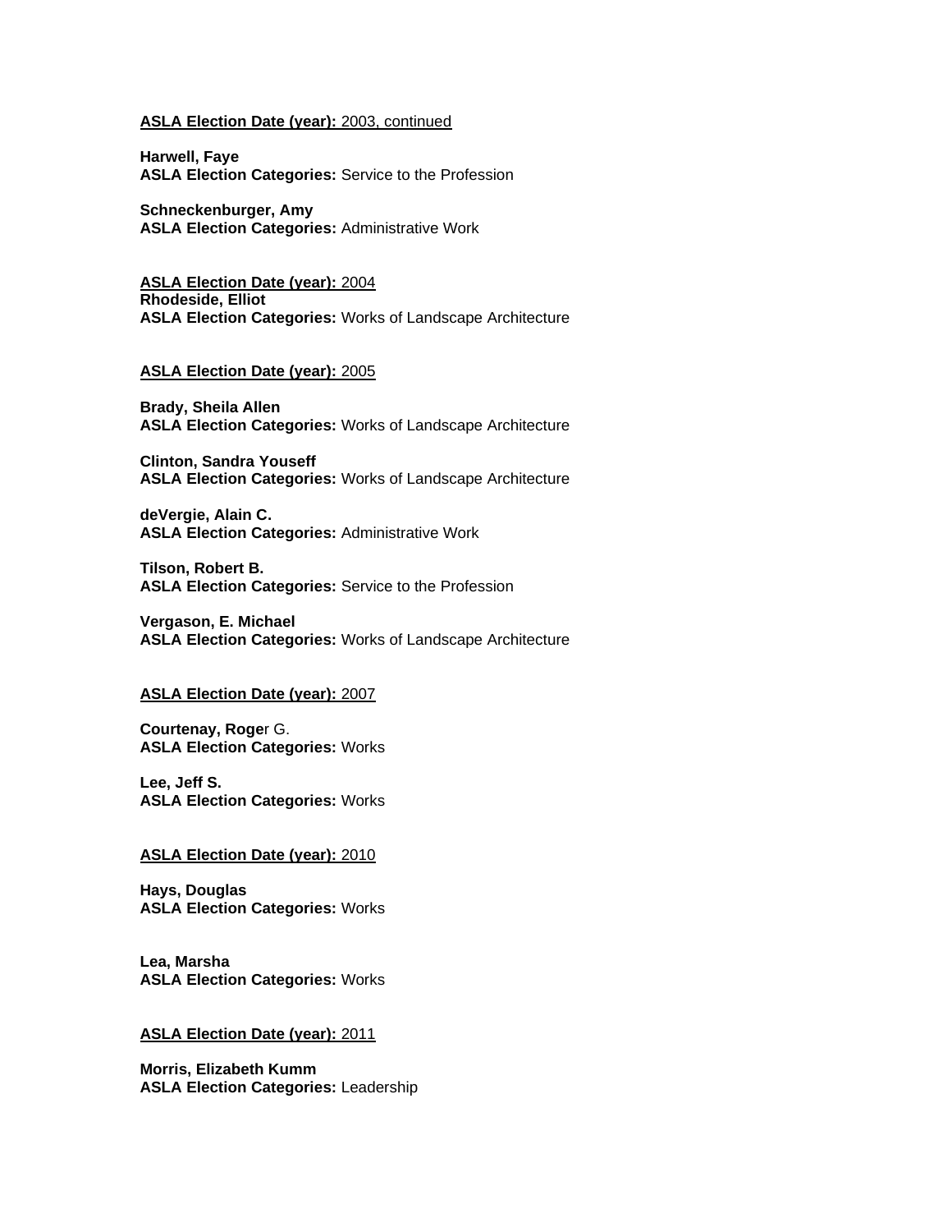**ASLA Election Date (year):** 2003, continued

**Harwell, Faye**
**ASLA Election Categories:** Service to the Profession

**Schneckenburger, Amy**
**ASLA Election Categories:** Administrative Work

**ASLA Election Date (year):** 2004
**Rhodeside, Elliot**
**ASLA Election Categories:** Works of Landscape Architecture

**ASLA Election Date (year):** 2005

**Brady, Sheila Allen**
**ASLA Election Categories:** Works of Landscape Architecture

**Clinton, Sandra Youseff**
**ASLA Election Categories:** Works of Landscape Architecture

**deVergie, Alain C.**
**ASLA Election Categories:** Administrative Work

**Tilson, Robert B.**
**ASLA Election Categories:** Service to the Profession

**Vergason, E. Michael**
**ASLA Election Categories:** Works of Landscape Architecture

**ASLA Election Date (year):** 2007

**Courtenay, Roge**r G.
**ASLA Election Categories:** Works

**Lee, Jeff S.**
**ASLA Election Categories:** Works

**ASLA Election Date (year):** 2010

**Hays, Douglas**
**ASLA Election Categories:** Works

**Lea, Marsha**
**ASLA Election Categories:** Works

**ASLA Election Date (year):** 2011

**Morris, Elizabeth Kumm**
**ASLA Election Categories:** Leadership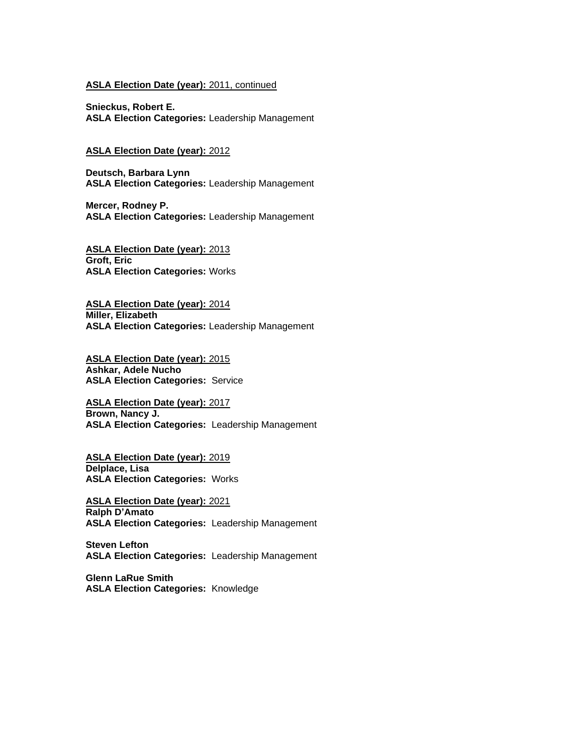**ASLA Election Date (year):** 2011, continued

**Snieckus, Robert E.**
**ASLA Election Categories:** Leadership Management

**ASLA Election Date (year):** 2012

**Deutsch, Barbara Lynn**
**ASLA Election Categories:** Leadership Management

**Mercer, Rodney P.**
**ASLA Election Categories:** Leadership Management

**ASLA Election Date (year):** 2013
**Groft, Eric**
**ASLA Election Categories:** Works

**ASLA Election Date (year):** 2014
**Miller, Elizabeth**
**ASLA Election Categories:** Leadership Management

**ASLA Election Date (year):** 2015
**Ashkar, Adele Nucho**
**ASLA Election Categories:** Service

**ASLA Election Date (year):** 2017
**Brown, Nancy J.**
**ASLA Election Categories:** Leadership Management

**ASLA Election Date (year):** 2019
**Delplace, Lisa**
**ASLA Election Categories:** Works

**ASLA Election Date (year):** 2021
**Ralph D'Amato**
**ASLA Election Categories:** Leadership Management

**Steven Lefton**
**ASLA Election Categories:** Leadership Management

**Glenn LaRue Smith**
**ASLA Election Categories:** Knowledge